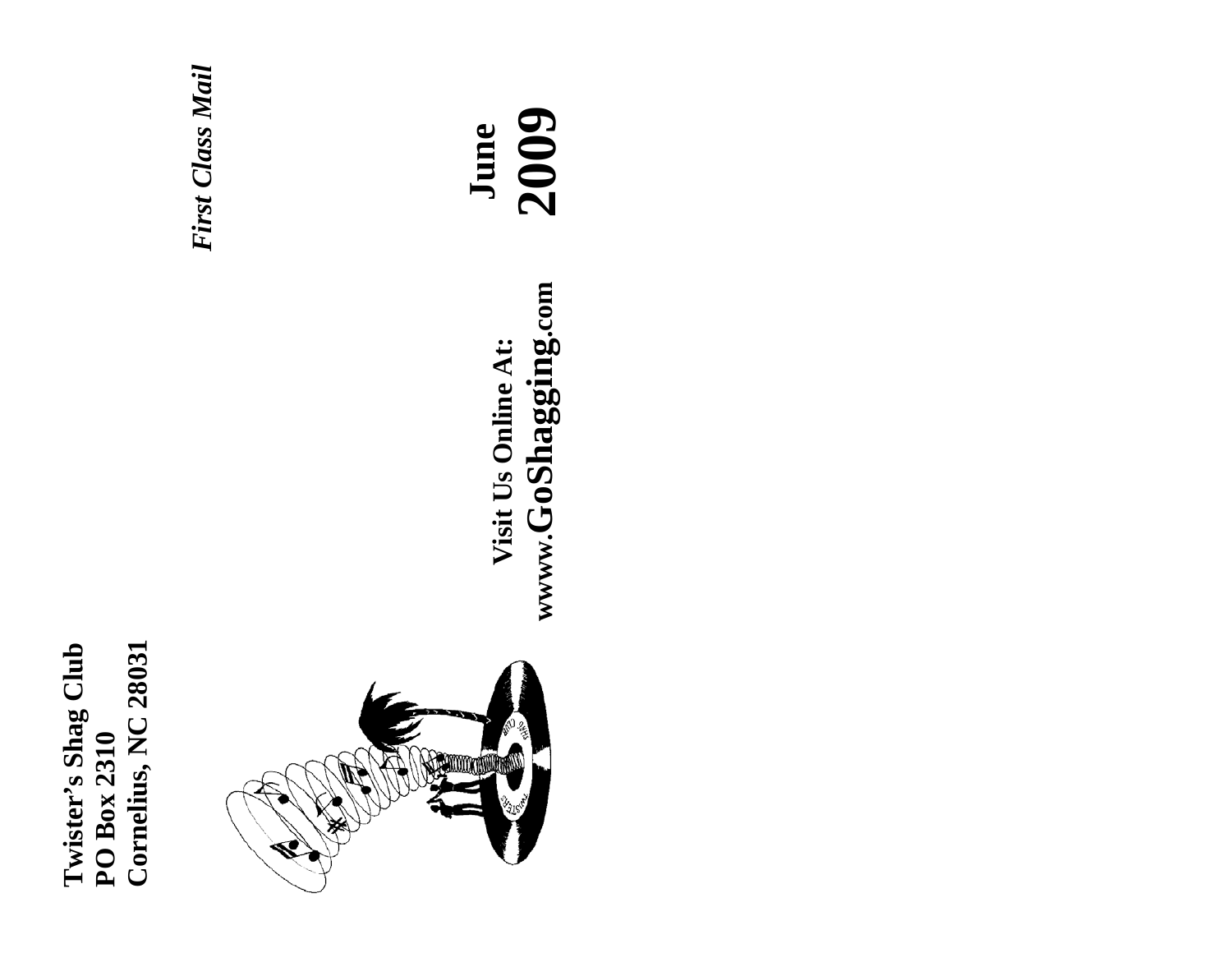**Twister's Shag Club**
**PO Box 2310**
**Cornelius, NC 28031**

***First Class Mail***

**June**
**2009**

**Visit Us Online At:**
**www.GoShagging.com**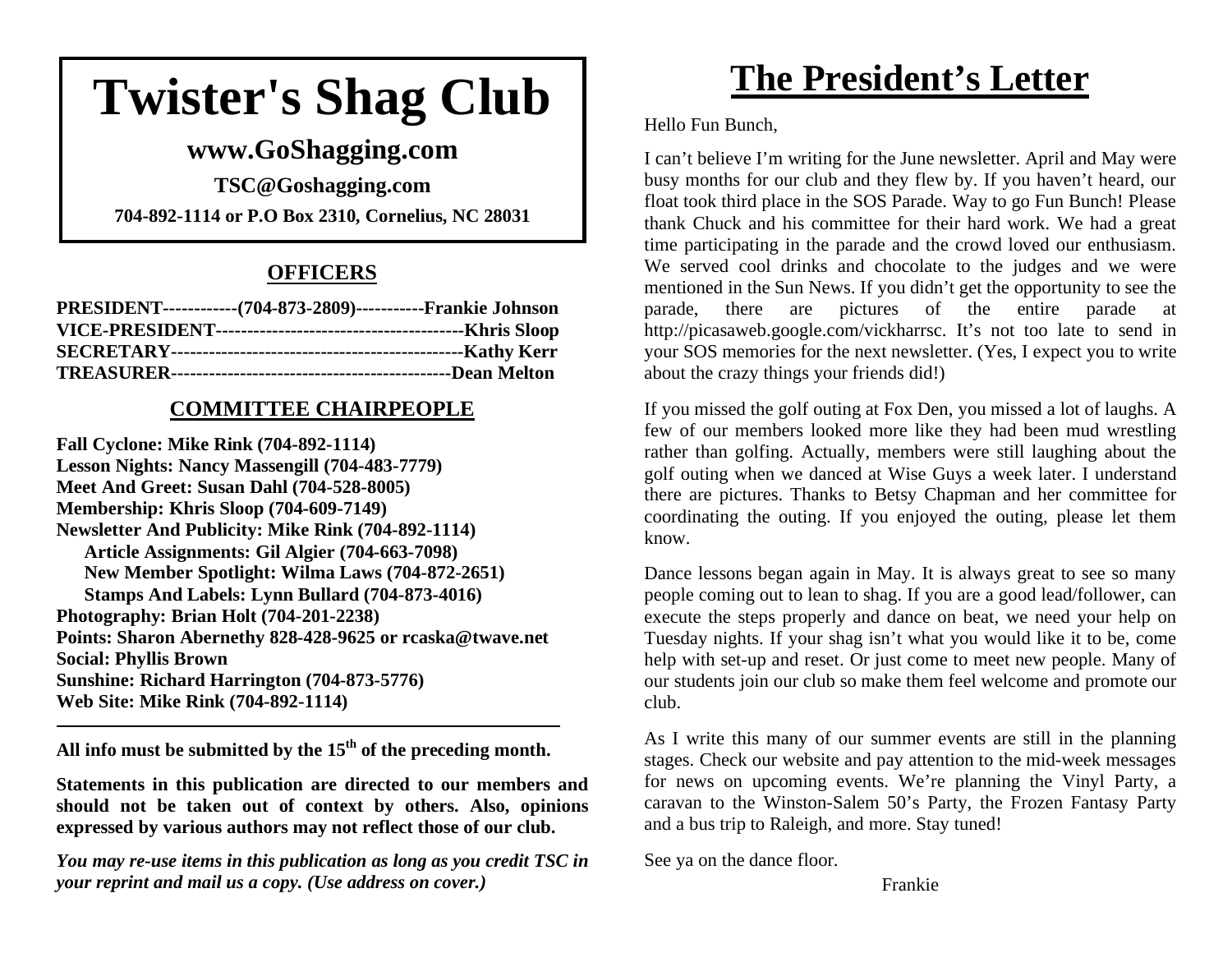# Twister's Shag Club

## www.GoShagging.com

**TSC@Goshagging.com**

**704-892-1114 or P.O Box 2310, Cornelius, NC 28031**

## OFFICERS

**PRESIDENT------------(704-873-2809)-----------Frankie Johnson**
**VICE-PRESIDENT----------------------------------------Khris Sloop**
**SECRETARY-----------------------------------------------Kathy Kerr**
**TREASURER---------------------------------------------Dean Melton**

## COMMITTEE CHAIRPEOPLE

**Fall Cyclone: Mike Rink (704-892-1114)**
**Lesson Nights: Nancy Massengill (704-483-7779)**
**Meet And Greet: Susan Dahl (704-528-8005)**
**Membership: Khris Sloop (704-609-7149)**
**Newsletter And Publicity: Mike Rink (704-892-1114)**
**Article Assignments: Gil Algier (704-663-7098)**
**New Member Spotlight: Wilma Laws (704-872-2651)**
**Stamps And Labels: Lynn Bullard (704-873-4016)**
**Photography: Brian Holt (704-201-2238)**
**Points: Sharon Abernethy 828-428-9625 or rcaska@twave.net**
**Social: Phyllis Brown**
**Sunshine: Richard Harrington (704-873-5776)**
**Web Site: Mike Rink (704-892-1114)**

---

**All info must be submitted by the 15th of the preceding month.**

**Statements in this publication are directed to our members and should not be taken out of context by others. Also, opinions expressed by various authors may not reflect those of our club.**

***You may re-use items in this publication as long as you credit TSC in your reprint and mail us a copy. (Use address on cover.)***

# The President's Letter

Hello Fun Bunch,

I can't believe I'm writing for the June newsletter. April and May were busy months for our club and they flew by. If you haven't heard, our float took third place in the SOS Parade. Way to go Fun Bunch! Please thank Chuck and his committee for their hard work. We had a great time participating in the parade and the crowd loved our enthusiasm. We served cool drinks and chocolate to the judges and we were mentioned in the Sun News. If you didn't get the opportunity to see the parade, there are pictures of the entire parade at http://picasaweb.google.com/vickharrsc. It's not too late to send in your SOS memories for the next newsletter. (Yes, I expect you to write about the crazy things your friends did!)

If you missed the golf outing at Fox Den, you missed a lot of laughs. A few of our members looked more like they had been mud wrestling rather than golfing. Actually, members were still laughing about the golf outing when we danced at Wise Guys a week later. I understand there are pictures. Thanks to Betsy Chapman and her committee for coordinating the outing. If you enjoyed the outing, please let them know.

Dance lessons began again in May. It is always great to see so many people coming out to lean to shag. If you are a good lead/follower, can execute the steps properly and dance on beat, we need your help on Tuesday nights. If your shag isn't what you would like it to be, come help with set-up and reset. Or just come to meet new people. Many of our students join our club so make them feel welcome and promote our club.

As I write this many of our summer events are still in the planning stages. Check our website and pay attention to the mid-week messages for news on upcoming events. We're planning the Vinyl Party, a caravan to the Winston-Salem 50's Party, the Frozen Fantasy Party and a bus trip to Raleigh, and more. Stay tuned!

See ya on the dance floor.

Frankie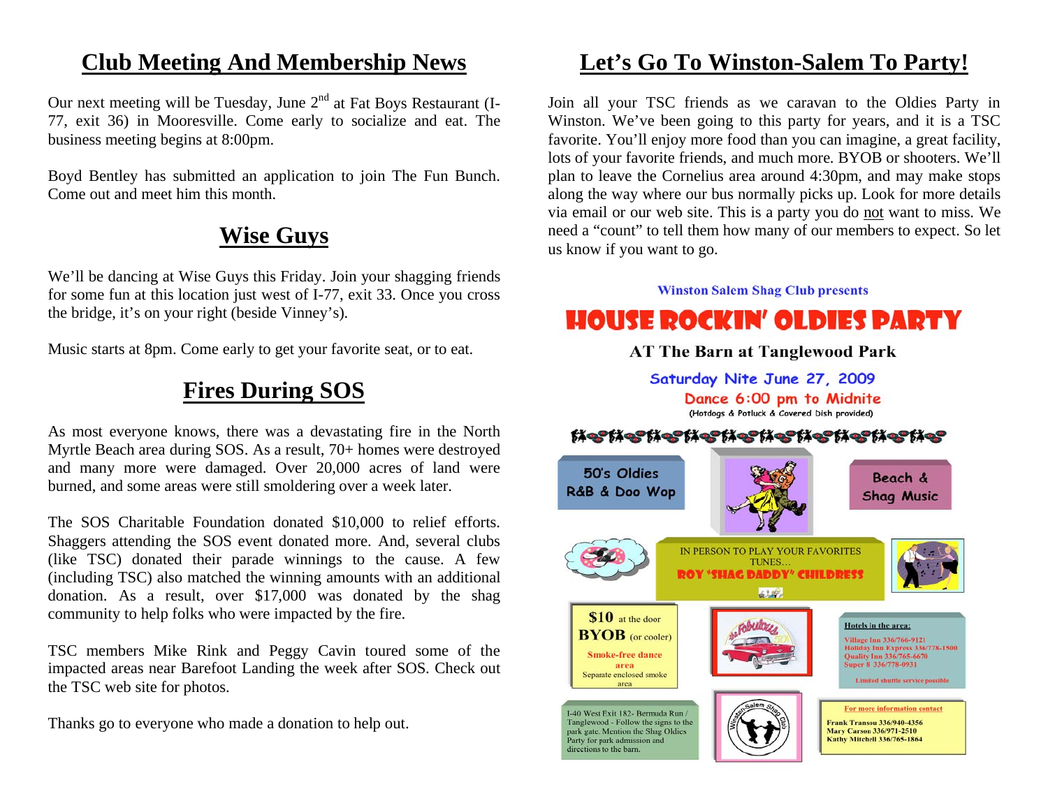## Club Meeting And Membership News

Our next meeting will be Tuesday, June 2nd at Fat Boys Restaurant (I-77, exit 36) in Mooresville. Come early to socialize and eat. The business meeting begins at 8:00pm.

Boyd Bentley has submitted an application to join The Fun Bunch. Come out and meet him this month.

## Wise Guys

We'll be dancing at Wise Guys this Friday. Join your shagging friends for some fun at this location just west of I-77, exit 33. Once you cross the bridge, it's on your right (beside Vinney's).

Music starts at 8pm. Come early to get your favorite seat, or to eat.

## Fires During SOS

As most everyone knows, there was a devastating fire in the North Myrtle Beach area during SOS. As a result, 70+ homes were destroyed and many more were damaged. Over 20,000 acres of land were burned, and some areas were still smoldering over a week later.

The SOS Charitable Foundation donated $10,000 to relief efforts. Shaggers attending the SOS event donated more. And, several clubs (like TSC) donated their parade winnings to the cause. A few (including TSC) also matched the winning amounts with an additional donation. As a result, over $17,000 was donated by the shag community to help folks who were impacted by the fire.

TSC members Mike Rink and Peggy Cavin toured some of the impacted areas near Barefoot Landing the week after SOS. Check out the TSC web site for photos.

Thanks go to everyone who made a donation to help out.

## Let's Go To Winston-Salem To Party!

Join all your TSC friends as we caravan to the Oldies Party in Winston. We've been going to this party for years, and it is a TSC favorite. You'll enjoy more food than you can imagine, a great facility, lots of your favorite friends, and much more. BYOB or shooters. We'll plan to leave the Cornelius area around 4:30pm, and may make stops along the way where our bus normally picks up. Look for more details via email or our web site. This is a party you do not want to miss. We need a "count" to tell them how many of our members to expect. So let us know if you want to go.

Winston Salem Shag Club presents

**HOUSE ROCKIN' OLDIES PARTY**

**AT The Barn at Tanglewood Park**

Saturday Nite June 27, 2009

Dance 6:00 pm to Midnite

(Hotdogs & Potluck & Covered Dish provided)

50's Oldies R&B & Doo Wop

Beach & Shag Music

IN PERSON TO PLAY YOUR FAVORITES TUNES…

**ROY "SHAG DADDY" CHILDRESS**

**$10** at the door

**BYOB** (or cooler)

Smoke-free dance area

Separate enclosed smoke area

**Hotels in the area:**

Village Inn 336/766-9121
Holiday Inn Express 336/778-1500
Quality Inn 336/765-6670
Super 8 336/778-0931

Limited shuttle service possible

I-40 West Exit 182- Bermuda Run / Tanglewood - Follow the signs to the park gate. Mention the Shag Oldies Party for park admission and directions to the barn.

For more information contact

Frank Transou 336/940-4356
Mary Carson 336/971-2510
Kathy Mitchell 336/765-1864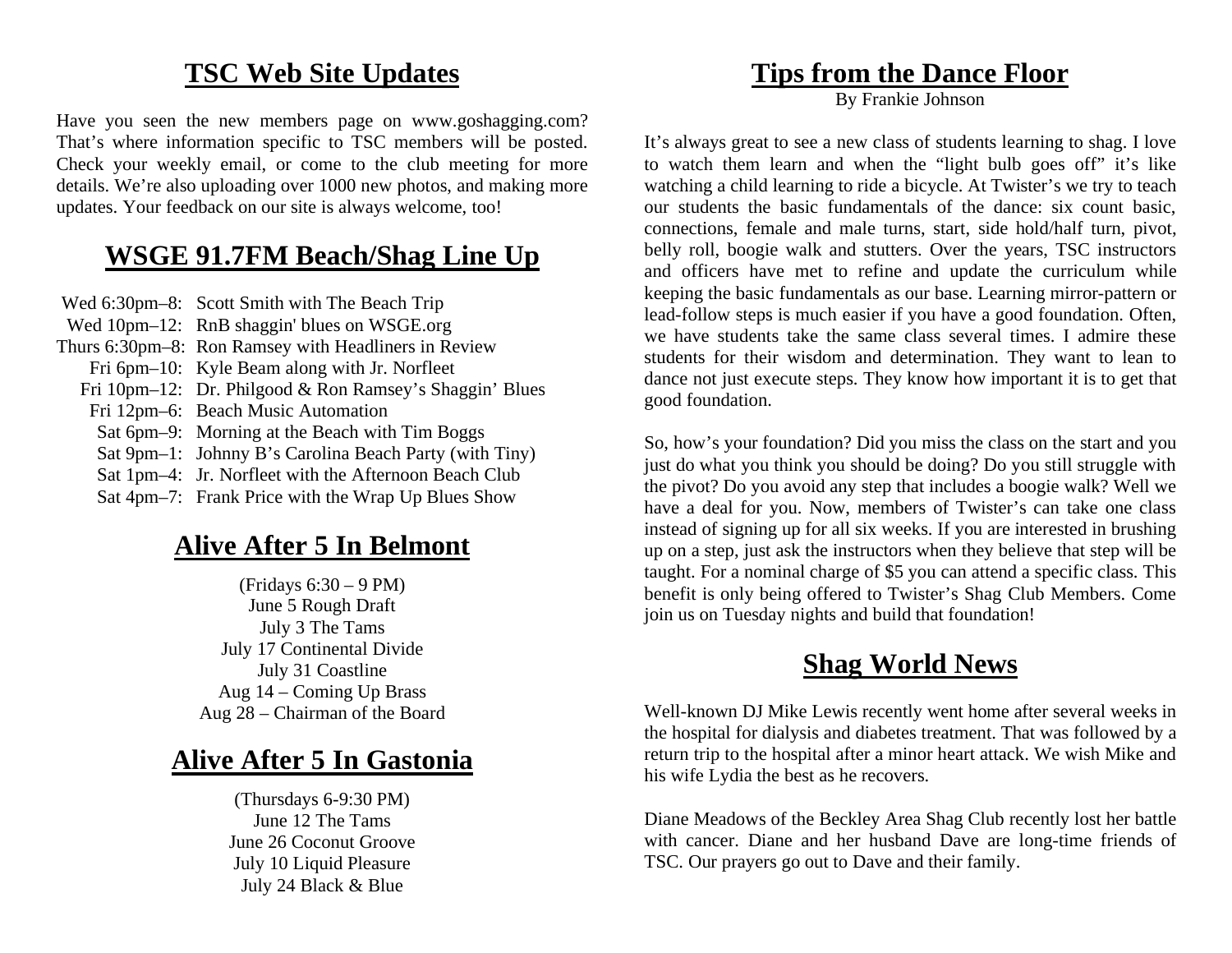## TSC Web Site Updates

Have you seen the new members page on www.goshagging.com? That's where information specific to TSC members will be posted. Check your weekly email, or come to the club meeting for more details. We're also uploading over 1000 new photos, and making more updates. Your feedback on our site is always welcome, too!

## WSGE 91.7FM Beach/Shag Line Up

| | |
|---|---|
| Wed 6:30pm–8: | Scott Smith with The Beach Trip |
| Wed 10pm–12: | RnB shaggin' blues on WSGE.org |
| Thurs 6:30pm–8: | Ron Ramsey with Headliners in Review |
| Fri 6pm–10: | Kyle Beam along with Jr. Norfleet |
| Fri 10pm–12: | Dr. Philgood & Ron Ramsey's Shaggin' Blues |
| Fri 12pm–6: | Beach Music Automation |
| Sat 6pm–9: | Morning at the Beach with Tim Boggs |
| Sat 9pm–1: | Johnny B's Carolina Beach Party (with Tiny) |
| Sat 1pm–4: | Jr. Norfleet with the Afternoon Beach Club |
| Sat 4pm–7: | Frank Price with the Wrap Up Blues Show |

## Alive After 5 In Belmont

(Fridays 6:30 – 9 PM)
June 5 Rough Draft
July 3 The Tams
July 17 Continental Divide
July 31 Coastline
Aug 14 – Coming Up Brass
Aug 28 – Chairman of the Board

## Alive After 5 In Gastonia

(Thursdays 6-9:30 PM)
June 12 The Tams
June 26 Coconut Groove
July 10 Liquid Pleasure
July 24 Black & Blue

## Tips from the Dance Floor

By Frankie Johnson

It's always great to see a new class of students learning to shag. I love to watch them learn and when the "light bulb goes off" it's like watching a child learning to ride a bicycle. At Twister's we try to teach our students the basic fundamentals of the dance: six count basic, connections, female and male turns, start, side hold/half turn, pivot, belly roll, boogie walk and stutters. Over the years, TSC instructors and officers have met to refine and update the curriculum while keeping the basic fundamentals as our base. Learning mirror-pattern or lead-follow steps is much easier if you have a good foundation. Often, we have students take the same class several times. I admire these students for their wisdom and determination. They want to lean to dance not just execute steps. They know how important it is to get that good foundation.

So, how's your foundation? Did you miss the class on the start and you just do what you think you should be doing? Do you still struggle with the pivot? Do you avoid any step that includes a boogie walk? Well we have a deal for you. Now, members of Twister's can take one class instead of signing up for all six weeks. If you are interested in brushing up on a step, just ask the instructors when they believe that step will be taught. For a nominal charge of $5 you can attend a specific class. This benefit is only being offered to Twister's Shag Club Members. Come join us on Tuesday nights and build that foundation!

## Shag World News

Well-known DJ Mike Lewis recently went home after several weeks in the hospital for dialysis and diabetes treatment. That was followed by a return trip to the hospital after a minor heart attack. We wish Mike and his wife Lydia the best as he recovers.

Diane Meadows of the Beckley Area Shag Club recently lost her battle with cancer. Diane and her husband Dave are long-time friends of TSC. Our prayers go out to Dave and their family.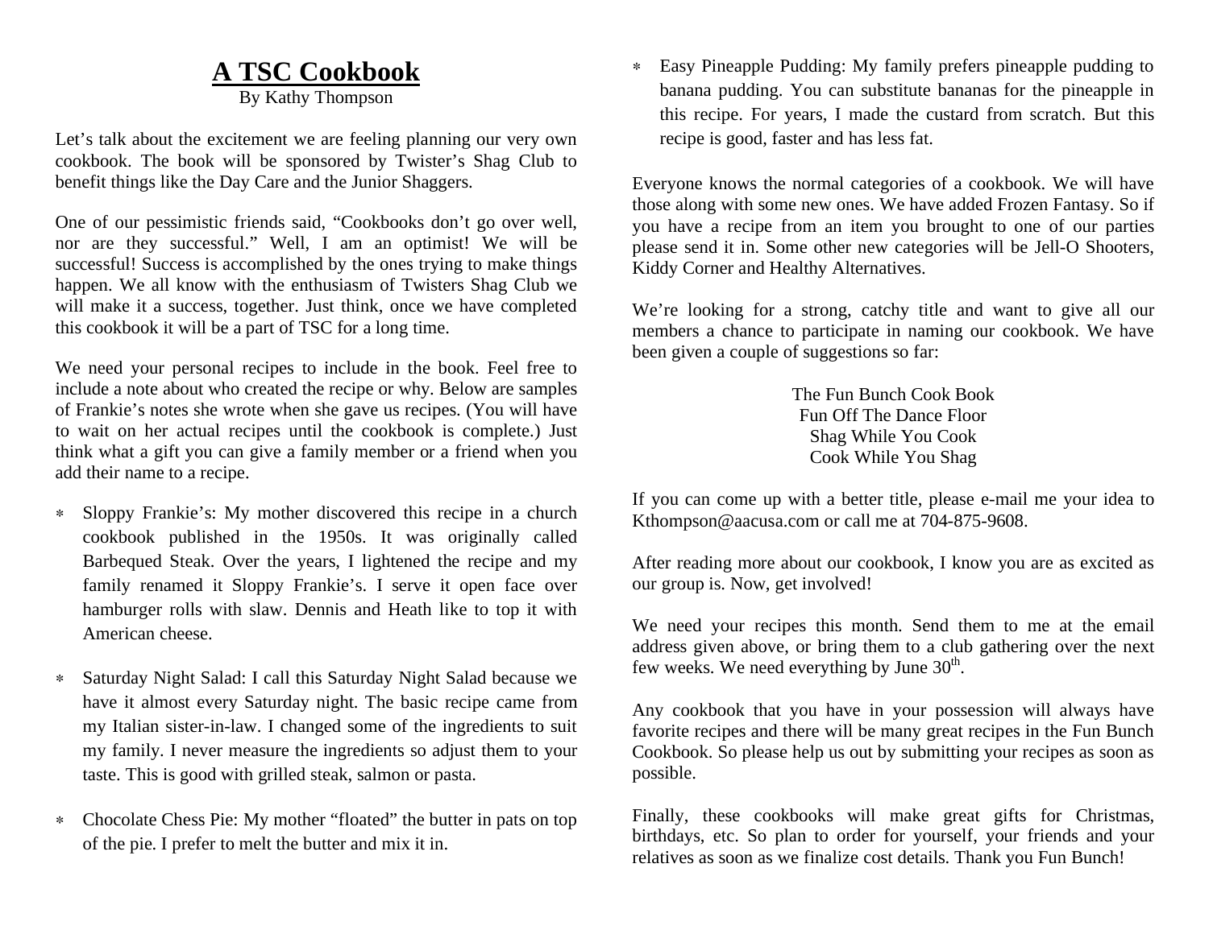# A TSC Cookbook

By Kathy Thompson

Let's talk about the excitement we are feeling planning our very own cookbook. The book will be sponsored by Twister's Shag Club to benefit things like the Day Care and the Junior Shaggers.

One of our pessimistic friends said, "Cookbooks don't go over well, nor are they successful." Well, I am an optimist! We will be successful! Success is accomplished by the ones trying to make things happen. We all know with the enthusiasm of Twisters Shag Club we will make it a success, together. Just think, once we have completed this cookbook it will be a part of TSC for a long time.

We need your personal recipes to include in the book. Feel free to include a note about who created the recipe or why. Below are samples of Frankie's notes she wrote when she gave us recipes. (You will have to wait on her actual recipes until the cookbook is complete.) Just think what a gift you can give a family member or a friend when you add their name to a recipe.

- Sloppy Frankie's: My mother discovered this recipe in a church cookbook published in the 1950s. It was originally called Barbequed Steak. Over the years, I lightened the recipe and my family renamed it Sloppy Frankie's. I serve it open face over hamburger rolls with slaw. Dennis and Heath like to top it with American cheese.

- Saturday Night Salad: I call this Saturday Night Salad because we have it almost every Saturday night. The basic recipe came from my Italian sister-in-law. I changed some of the ingredients to suit my family. I never measure the ingredients so adjust them to your taste. This is good with grilled steak, salmon or pasta.

- Chocolate Chess Pie: My mother "floated" the butter in pats on top of the pie. I prefer to melt the butter and mix it in.

- Easy Pineapple Pudding: My family prefers pineapple pudding to banana pudding. You can substitute bananas for the pineapple in this recipe. For years, I made the custard from scratch. But this recipe is good, faster and has less fat.

Everyone knows the normal categories of a cookbook. We will have those along with some new ones. We have added Frozen Fantasy. So if you have a recipe from an item you brought to one of our parties please send it in. Some other new categories will be Jell-O Shooters, Kiddy Corner and Healthy Alternatives.

We're looking for a strong, catchy title and want to give all our members a chance to participate in naming our cookbook. We have been given a couple of suggestions so far:

The Fun Bunch Cook Book
Fun Off The Dance Floor
Shag While You Cook
Cook While You Shag

If you can come up with a better title, please e-mail me your idea to Kthompson@aacusa.com or call me at 704-875-9608.

After reading more about our cookbook, I know you are as excited as our group is. Now, get involved!

We need your recipes this month. Send them to me at the email address given above, or bring them to a club gathering over the next few weeks. We need everything by June 30th.

Any cookbook that you have in your possession will always have favorite recipes and there will be many great recipes in the Fun Bunch Cookbook. So please help us out by submitting your recipes as soon as possible.

Finally, these cookbooks will make great gifts for Christmas, birthdays, etc. So plan to order for yourself, your friends and your relatives as soon as we finalize cost details. Thank you Fun Bunch!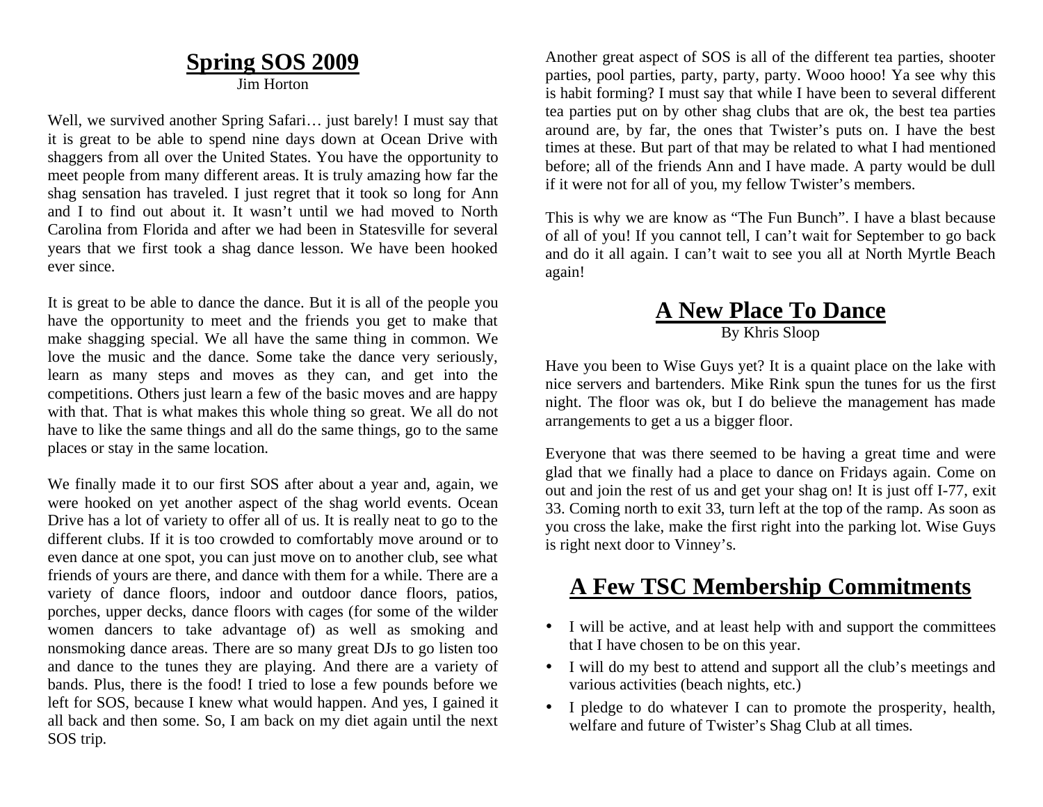## Spring SOS 2009

Jim Horton

Well, we survived another Spring Safari… just barely! I must say that it is great to be able to spend nine days down at Ocean Drive with shaggers from all over the United States. You have the opportunity to meet people from many different areas. It is truly amazing how far the shag sensation has traveled. I just regret that it took so long for Ann and I to find out about it. It wasn't until we had moved to North Carolina from Florida and after we had been in Statesville for several years that we first took a shag dance lesson. We have been hooked ever since.

It is great to be able to dance the dance. But it is all of the people you have the opportunity to meet and the friends you get to make that make shagging special. We all have the same thing in common. We love the music and the dance. Some take the dance very seriously, learn as many steps and moves as they can, and get into the competitions. Others just learn a few of the basic moves and are happy with that. That is what makes this whole thing so great. We all do not have to like the same things and all do the same things, go to the same places or stay in the same location.

We finally made it to our first SOS after about a year and, again, we were hooked on yet another aspect of the shag world events. Ocean Drive has a lot of variety to offer all of us. It is really neat to go to the different clubs. If it is too crowded to comfortably move around or to even dance at one spot, you can just move on to another club, see what friends of yours are there, and dance with them for a while. There are a variety of dance floors, indoor and outdoor dance floors, patios, porches, upper decks, dance floors with cages (for some of the wilder women dancers to take advantage of) as well as smoking and nonsmoking dance areas. There are so many great DJs to go listen too and dance to the tunes they are playing. And there are a variety of bands. Plus, there is the food! I tried to lose a few pounds before we left for SOS, because I knew what would happen. And yes, I gained it all back and then some. So, I am back on my diet again until the next SOS trip.

Another great aspect of SOS is all of the different tea parties, shooter parties, pool parties, party, party, party. Wooo hooo! Ya see why this is habit forming? I must say that while I have been to several different tea parties put on by other shag clubs that are ok, the best tea parties around are, by far, the ones that Twister's puts on. I have the best times at these. But part of that may be related to what I had mentioned before; all of the friends Ann and I have made. A party would be dull if it were not for all of you, my fellow Twister's members.

This is why we are know as "The Fun Bunch". I have a blast because of all of you! If you cannot tell, I can't wait for September to go back and do it all again. I can't wait to see you all at North Myrtle Beach again!

## A New Place To Dance

By Khris Sloop

Have you been to Wise Guys yet? It is a quaint place on the lake with nice servers and bartenders. Mike Rink spun the tunes for us the first night. The floor was ok, but I do believe the management has made arrangements to get a us a bigger floor.

Everyone that was there seemed to be having a great time and were glad that we finally had a place to dance on Fridays again. Come on out and join the rest of us and get your shag on! It is just off I-77, exit 33. Coming north to exit 33, turn left at the top of the ramp. As soon as you cross the lake, make the first right into the parking lot. Wise Guys is right next door to Vinney's.

## A Few TSC Membership Commitments

- I will be active, and at least help with and support the committees that I have chosen to be on this year.
- I will do my best to attend and support all the club's meetings and various activities (beach nights, etc.)
- I pledge to do whatever I can to promote the prosperity, health, welfare and future of Twister's Shag Club at all times.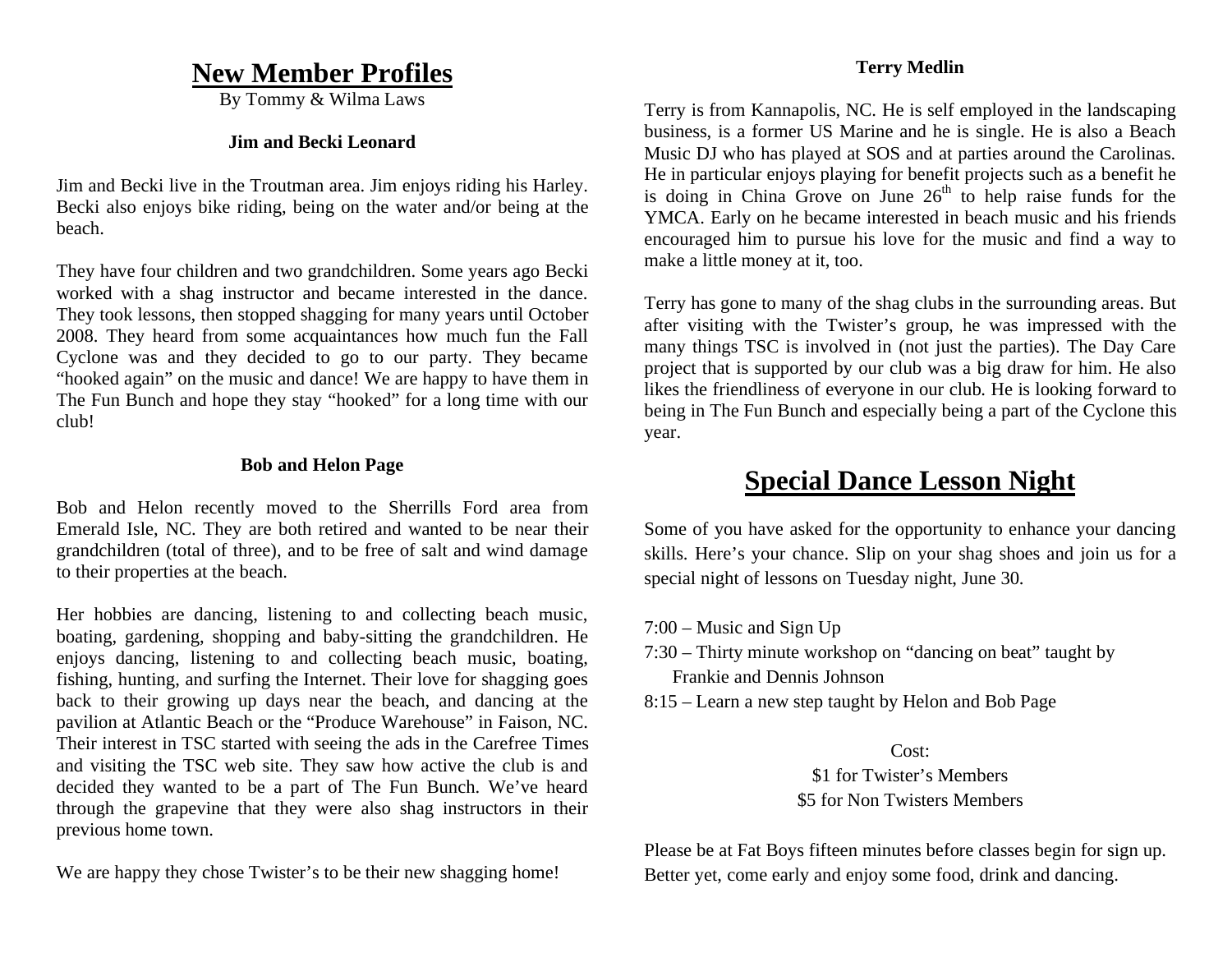# New Member Profiles

By Tommy & Wilma Laws

### Jim and Becki Leonard

Jim and Becki live in the Troutman area. Jim enjoys riding his Harley. Becki also enjoys bike riding, being on the water and/or being at the beach.

They have four children and two grandchildren. Some years ago Becki worked with a shag instructor and became interested in the dance. They took lessons, then stopped shagging for many years until October 2008. They heard from some acquaintances how much fun the Fall Cyclone was and they decided to go to our party. They became "hooked again" on the music and dance! We are happy to have them in The Fun Bunch and hope they stay "hooked" for a long time with our club!

### Bob and Helon Page

Bob and Helon recently moved to the Sherrills Ford area from Emerald Isle, NC. They are both retired and wanted to be near their grandchildren (total of three), and to be free of salt and wind damage to their properties at the beach.

Her hobbies are dancing, listening to and collecting beach music, boating, gardening, shopping and baby-sitting the grandchildren. He enjoys dancing, listening to and collecting beach music, boating, fishing, hunting, and surfing the Internet. Their love for shagging goes back to their growing up days near the beach, and dancing at the pavilion at Atlantic Beach or the "Produce Warehouse" in Faison, NC. Their interest in TSC started with seeing the ads in the Carefree Times and visiting the TSC web site. They saw how active the club is and decided they wanted to be a part of The Fun Bunch. We've heard through the grapevine that they were also shag instructors in their previous home town.

We are happy they chose Twister's to be their new shagging home!

### Terry Medlin

Terry is from Kannapolis, NC. He is self employed in the landscaping business, is a former US Marine and he is single. He is also a Beach Music DJ who has played at SOS and at parties around the Carolinas. He in particular enjoys playing for benefit projects such as a benefit he is doing in China Grove on June 26th to help raise funds for the YMCA. Early on he became interested in beach music and his friends encouraged him to pursue his love for the music and find a way to make a little money at it, too.

Terry has gone to many of the shag clubs in the surrounding areas. But after visiting with the Twister's group, he was impressed with the many things TSC is involved in (not just the parties). The Day Care project that is supported by our club was a big draw for him. He also likes the friendliness of everyone in our club. He is looking forward to being in The Fun Bunch and especially being a part of the Cyclone this year.

# Special Dance Lesson Night

Some of you have asked for the opportunity to enhance your dancing skills. Here's your chance. Slip on your shag shoes and join us for a special night of lessons on Tuesday night, June 30.

7:00 – Music and Sign Up
7:30 – Thirty minute workshop on "dancing on beat" taught by Frankie and Dennis Johnson
8:15 – Learn a new step taught by Helon and Bob Page

Cost:
$1 for Twister's Members
$5 for Non Twisters Members

Please be at Fat Boys fifteen minutes before classes begin for sign up. Better yet, come early and enjoy some food, drink and dancing.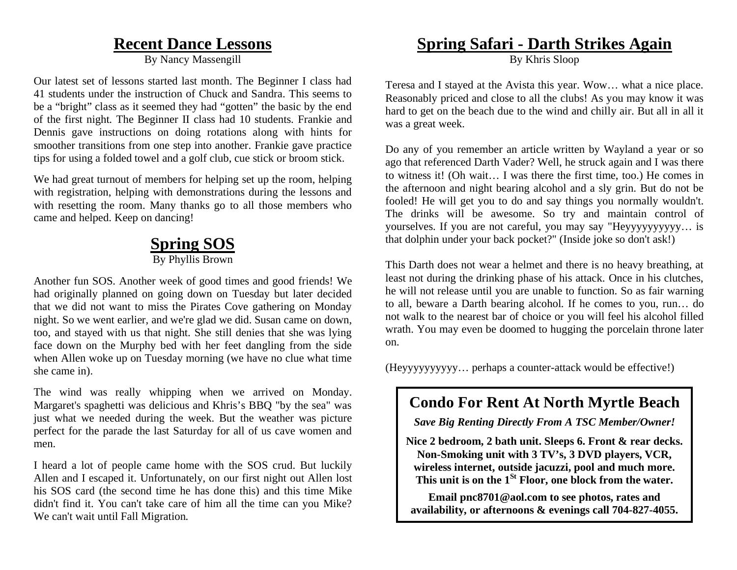## Recent Dance Lessons

By Nancy Massengill

Our latest set of lessons started last month. The Beginner I class had 41 students under the instruction of Chuck and Sandra. This seems to be a "bright" class as it seemed they had "gotten" the basic by the end of the first night. The Beginner II class had 10 students. Frankie and Dennis gave instructions on doing rotations along with hints for smoother transitions from one step into another. Frankie gave practice tips for using a folded towel and a golf club, cue stick or broom stick.

We had great turnout of members for helping set up the room, helping with registration, helping with demonstrations during the lessons and with resetting the room. Many thanks go to all those members who came and helped. Keep on dancing!

## Spring SOS

By Phyllis Brown

Another fun SOS. Another week of good times and good friends! We had originally planned on going down on Tuesday but later decided that we did not want to miss the Pirates Cove gathering on Monday night. So we went earlier, and we're glad we did. Susan came on down, too, and stayed with us that night. She still denies that she was lying face down on the Murphy bed with her feet dangling from the side when Allen woke up on Tuesday morning (we have no clue what time she came in).

The wind was really whipping when we arrived on Monday. Margaret's spaghetti was delicious and Khris's BBQ "by the sea" was just what we needed during the week. But the weather was picture perfect for the parade the last Saturday for all of us cave women and men.

I heard a lot of people came home with the SOS crud. But luckily Allen and I escaped it. Unfortunately, on our first night out Allen lost his SOS card (the second time he has done this) and this time Mike didn't find it. You can't take care of him all the time can you Mike? We can't wait until Fall Migration.

## Spring Safari - Darth Strikes Again

By Khris Sloop

Teresa and I stayed at the Avista this year. Wow… what a nice place. Reasonably priced and close to all the clubs! As you may know it was hard to get on the beach due to the wind and chilly air. But all in all it was a great week.

Do any of you remember an article written by Wayland a year or so ago that referenced Darth Vader? Well, he struck again and I was there to witness it! (Oh wait… I was there the first time, too.) He comes in the afternoon and night bearing alcohol and a sly grin. But do not be fooled! He will get you to do and say things you normally wouldn't. The drinks will be awesome. So try and maintain control of yourselves. If you are not careful, you may say "Heyyyyyyyyyy… is that dolphin under your back pocket?" (Inside joke so don't ask!)

This Darth does not wear a helmet and there is no heavy breathing, at least not during the drinking phase of his attack. Once in his clutches, he will not release until you are unable to function. So as fair warning to all, beware a Darth bearing alcohol. If he comes to you, run… do not walk to the nearest bar of choice or you will feel his alcohol filled wrath. You may even be doomed to hugging the porcelain throne later on.

(Heyyyyyyyyyy… perhaps a counter-attack would be effective!)

### Condo For Rent At North Myrtle Beach

***Save Big Renting Directly From A TSC Member/Owner!***

**Nice 2 bedroom, 2 bath unit. Sleeps 6. Front & rear decks. Non-Smoking unit with 3 TV's, 3 DVD players, VCR, wireless internet, outside jacuzzi, pool and much more. This unit is on the 1st Floor, one block from the water.**

**Email pnc8701@aol.com to see photos, rates and availability, or afternoons & evenings call 704-827-4055.**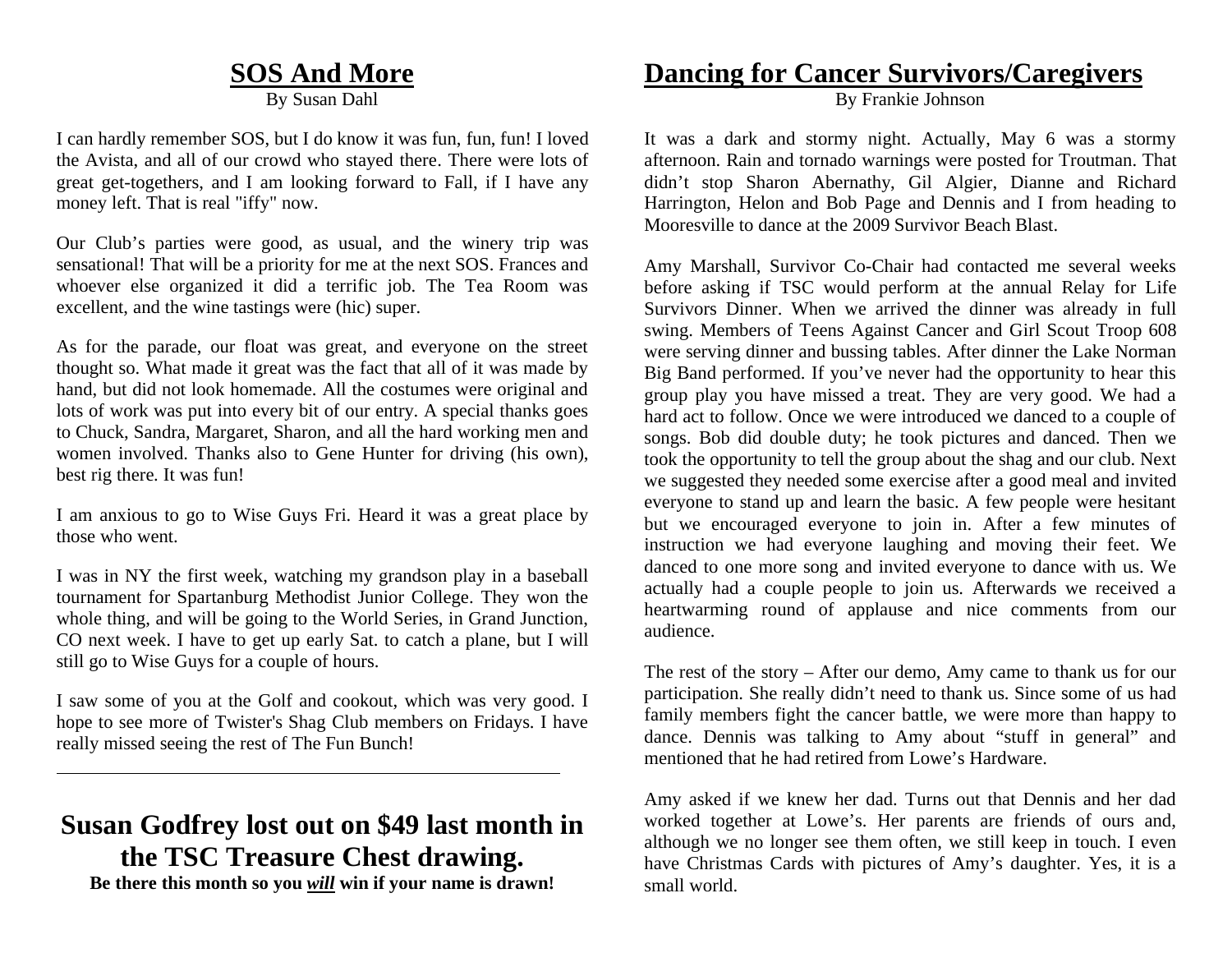## SOS And More

By Susan Dahl

I can hardly remember SOS, but I do know it was fun, fun, fun! I loved the Avista, and all of our crowd who stayed there. There were lots of great get-togethers, and I am looking forward to Fall, if I have any money left. That is real "iffy" now.

Our Club's parties were good, as usual, and the winery trip was sensational! That will be a priority for me at the next SOS. Frances and whoever else organized it did a terrific job. The Tea Room was excellent, and the wine tastings were (hic) super.

As for the parade, our float was great, and everyone on the street thought so. What made it great was the fact that all of it was made by hand, but did not look homemade. All the costumes were original and lots of work was put into every bit of our entry. A special thanks goes to Chuck, Sandra, Margaret, Sharon, and all the hard working men and women involved. Thanks also to Gene Hunter for driving (his own), best rig there. It was fun!

I am anxious to go to Wise Guys Fri. Heard it was a great place by those who went.

I was in NY the first week, watching my grandson play in a baseball tournament for Spartanburg Methodist Junior College. They won the whole thing, and will be going to the World Series, in Grand Junction, CO next week. I have to get up early Sat. to catch a plane, but I will still go to Wise Guys for a couple of hours.

I saw some of you at the Golf and cookout, which was very good. I hope to see more of Twister's Shag Club members on Fridays. I have really missed seeing the rest of The Fun Bunch!

---

## Susan Godfrey lost out on $49 last month in the TSC Treasure Chest drawing.

**Be there this month so you *will* win if your name is drawn!**

## Dancing for Cancer Survivors/Caregivers

By Frankie Johnson

It was a dark and stormy night. Actually, May 6 was a stormy afternoon. Rain and tornado warnings were posted for Troutman. That didn't stop Sharon Abernathy, Gil Algier, Dianne and Richard Harrington, Helon and Bob Page and Dennis and I from heading to Mooresville to dance at the 2009 Survivor Beach Blast.

Amy Marshall, Survivor Co-Chair had contacted me several weeks before asking if TSC would perform at the annual Relay for Life Survivors Dinner. When we arrived the dinner was already in full swing. Members of Teens Against Cancer and Girl Scout Troop 608 were serving dinner and bussing tables. After dinner the Lake Norman Big Band performed. If you've never had the opportunity to hear this group play you have missed a treat. They are very good. We had a hard act to follow. Once we were introduced we danced to a couple of songs. Bob did double duty; he took pictures and danced. Then we took the opportunity to tell the group about the shag and our club. Next we suggested they needed some exercise after a good meal and invited everyone to stand up and learn the basic. A few people were hesitant but we encouraged everyone to join in. After a few minutes of instruction we had everyone laughing and moving their feet. We danced to one more song and invited everyone to dance with us. We actually had a couple people to join us. Afterwards we received a heartwarming round of applause and nice comments from our audience.

The rest of the story – After our demo, Amy came to thank us for our participation. She really didn't need to thank us. Since some of us had family members fight the cancer battle, we were more than happy to dance. Dennis was talking to Amy about "stuff in general" and mentioned that he had retired from Lowe's Hardware.

Amy asked if we knew her dad. Turns out that Dennis and her dad worked together at Lowe's. Her parents are friends of ours and, although we no longer see them often, we still keep in touch. I even have Christmas Cards with pictures of Amy's daughter. Yes, it is a small world.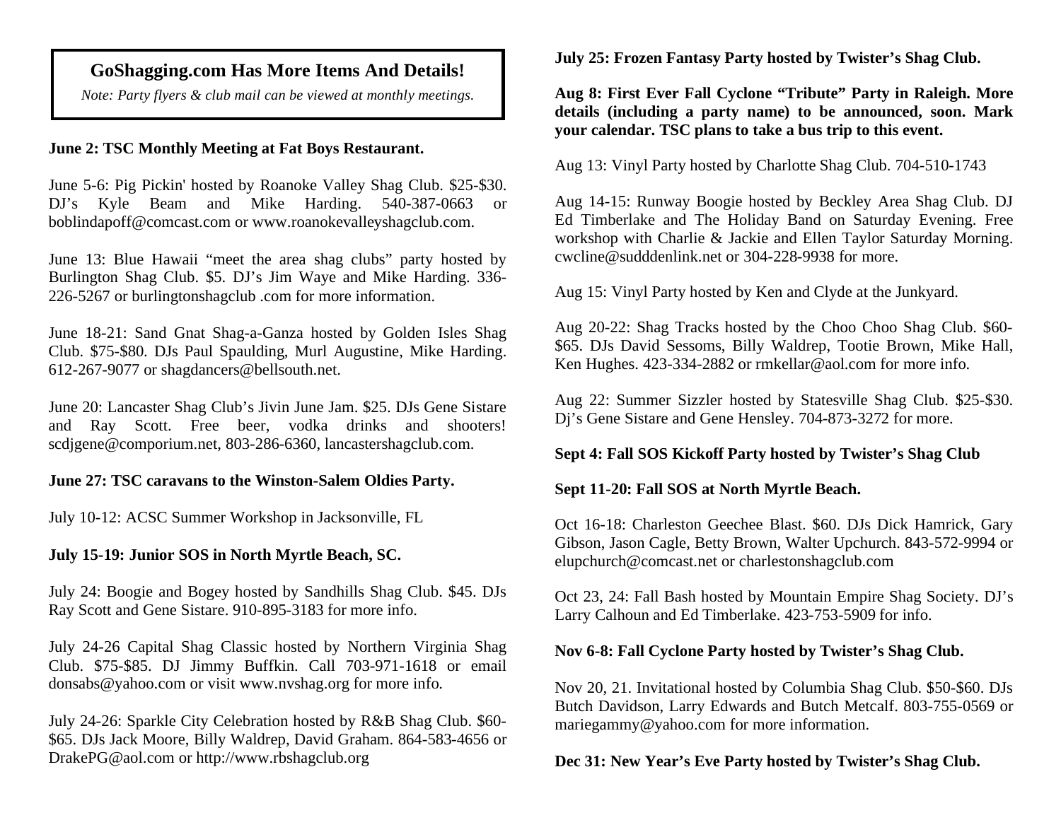## GoShagging.com Has More Items And Details!

*Note: Party flyers & club mail can be viewed at monthly meetings.*

**June 2: TSC Monthly Meeting at Fat Boys Restaurant.**

June 5-6: Pig Pickin' hosted by Roanoke Valley Shag Club. $25-$30. DJ's Kyle Beam and Mike Harding. 540-387-0663 or boblindapoff@comcast.com or www.roanokevalleyshagclub.com.

June 13: Blue Hawaii "meet the area shag clubs" party hosted by Burlington Shag Club. $5. DJ's Jim Waye and Mike Harding. 336-226-5267 or burlingtonshagclub .com for more information.

June 18-21: Sand Gnat Shag-a-Ganza hosted by Golden Isles Shag Club. $75-$80. DJs Paul Spaulding, Murl Augustine, Mike Harding. 612-267-9077 or shagdancers@bellsouth.net.

June 20: Lancaster Shag Club's Jivin June Jam. $25. DJs Gene Sistare and Ray Scott. Free beer, vodka drinks and shooters! scdjgene@comporium.net, 803-286-6360, lancastershagclub.com.

**June 27: TSC caravans to the Winston-Salem Oldies Party.**

July 10-12: ACSC Summer Workshop in Jacksonville, FL

**July 15-19: Junior SOS in North Myrtle Beach, SC.**

July 24: Boogie and Bogey hosted by Sandhills Shag Club. $45. DJs Ray Scott and Gene Sistare. 910-895-3183 for more info.

July 24-26 Capital Shag Classic hosted by Northern Virginia Shag Club. $75-$85. DJ Jimmy Buffkin. Call 703-971-1618 or email donsabs@yahoo.com or visit www.nvshag.org for more info.

July 24-26: Sparkle City Celebration hosted by R&B Shag Club. $60-$65. DJs Jack Moore, Billy Waldrep, David Graham. 864-583-4656 or DrakePG@aol.com or http://www.rbshagclub.org

**July 25: Frozen Fantasy Party hosted by Twister's Shag Club.**

**Aug 8: First Ever Fall Cyclone "Tribute" Party in Raleigh. More details (including a party name) to be announced, soon. Mark your calendar. TSC plans to take a bus trip to this event.**

Aug 13: Vinyl Party hosted by Charlotte Shag Club. 704-510-1743

Aug 14-15: Runway Boogie hosted by Beckley Area Shag Club. DJ Ed Timberlake and The Holiday Band on Saturday Evening. Free workshop with Charlie & Jackie and Ellen Taylor Saturday Morning. cwcline@sudddenlink.net or 304-228-9938 for more.

Aug 15: Vinyl Party hosted by Ken and Clyde at the Junkyard.

Aug 20-22: Shag Tracks hosted by the Choo Choo Shag Club. $60-$65. DJs David Sessoms, Billy Waldrep, Tootie Brown, Mike Hall, Ken Hughes. 423-334-2882 or rmkellar@aol.com for more info.

Aug 22: Summer Sizzler hosted by Statesville Shag Club. $25-$30. Dj's Gene Sistare and Gene Hensley. 704-873-3272 for more.

**Sept 4: Fall SOS Kickoff Party hosted by Twister's Shag Club**

**Sept 11-20: Fall SOS at North Myrtle Beach.**

Oct 16-18: Charleston Geechee Blast. $60. DJs Dick Hamrick, Gary Gibson, Jason Cagle, Betty Brown, Walter Upchurch. 843-572-9994 or elupchurch@comcast.net or charlestonshagclub.com

Oct 23, 24: Fall Bash hosted by Mountain Empire Shag Society. DJ's Larry Calhoun and Ed Timberlake. 423-753-5909 for info.

**Nov 6-8: Fall Cyclone Party hosted by Twister's Shag Club.**

Nov 20, 21. Invitational hosted by Columbia Shag Club. $50-$60. DJs Butch Davidson, Larry Edwards and Butch Metcalf. 803-755-0569 or mariegammy@yahoo.com for more information.

**Dec 31: New Year's Eve Party hosted by Twister's Shag Club.**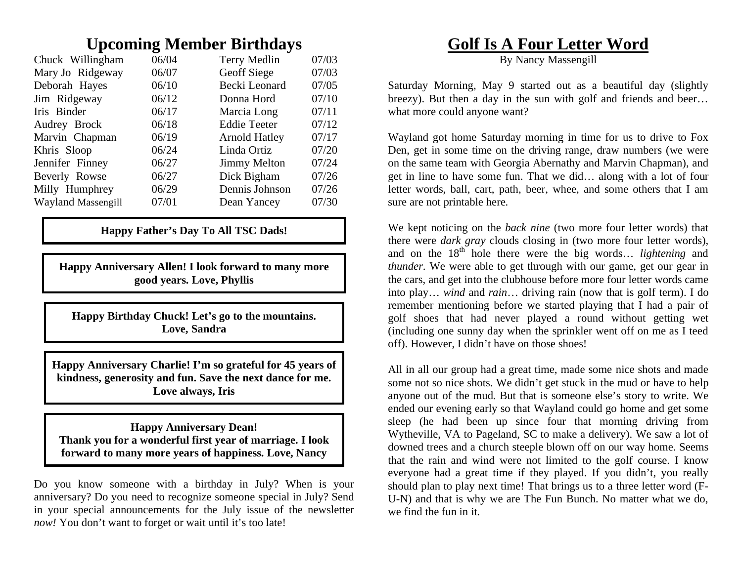## Upcoming Member Birthdays

| | | | |
|---|---|---|---|
| Chuck Willingham | 06/04 | Terry Medlin | 07/03 |
| Mary Jo Ridgeway | 06/07 | Geoff Siege | 07/03 |
| Deborah Hayes | 06/10 | Becki Leonard | 07/05 |
| Jim Ridgeway | 06/12 | Donna Hord | 07/10 |
| Iris Binder | 06/17 | Marcia Long | 07/11 |
| Audrey Brock | 06/18 | Eddie Teeter | 07/12 |
| Marvin Chapman | 06/19 | Arnold Hatley | 07/17 |
| Khris Sloop | 06/24 | Linda Ortiz | 07/20 |
| Jennifer Finney | 06/27 | Jimmy Melton | 07/24 |
| Beverly Rowse | 06/27 | Dick Bigham | 07/26 |
| Milly Humphrey | 06/29 | Dennis Johnson | 07/26 |
| Wayland Massengill | 07/01 | Dean Yancey | 07/30 |

**Happy Father's Day To All TSC Dads!**

**Happy Anniversary Allen! I look forward to many more good years. Love, Phyllis**

**Happy Birthday Chuck! Let's go to the mountains. Love, Sandra**

**Happy Anniversary Charlie! I'm so grateful for 45 years of kindness, generosity and fun. Save the next dance for me. Love always, Iris**

**Happy Anniversary Dean!**
**Thank you for a wonderful first year of marriage. I look forward to many more years of happiness. Love, Nancy**

Do you know someone with a birthday in July? When is your anniversary? Do you need to recognize someone special in July? Send in your special announcements for the July issue of the newsletter *now!* You don't want to forget or wait until it's too late!

## Golf Is A Four Letter Word

By Nancy Massengill

Saturday Morning, May 9 started out as a beautiful day (slightly breezy). But then a day in the sun with golf and friends and beer… what more could anyone want?

Wayland got home Saturday morning in time for us to drive to Fox Den, get in some time on the driving range, draw numbers (we were on the same team with Georgia Abernathy and Marvin Chapman), and get in line to have some fun. That we did… along with a lot of four letter words, ball, cart, path, beer, whee, and some others that I am sure are not printable here.

We kept noticing on the *back nine* (two more four letter words) that there were *dark gray* clouds closing in (two more four letter words), and on the 18th hole there were the big words… *lightening* and *thunder*. We were able to get through with our game, get our gear in the cars, and get into the clubhouse before more four letter words came into play… *wind* and *rain*… driving rain (now that is golf term). I do remember mentioning before we started playing that I had a pair of golf shoes that had never played a round without getting wet (including one sunny day when the sprinkler went off on me as I teed off). However, I didn't have on those shoes!

All in all our group had a great time, made some nice shots and made some not so nice shots. We didn't get stuck in the mud or have to help anyone out of the mud. But that is someone else's story to write. We ended our evening early so that Wayland could go home and get some sleep (he had been up since four that morning driving from Wytheville, VA to Pageland, SC to make a delivery). We saw a lot of downed trees and a church steeple blown off on our way home. Seems that the rain and wind were not limited to the golf course. I know everyone had a great time if they played. If you didn't, you really should plan to play next time! That brings us to a three letter word (F-U-N) and that is why we are The Fun Bunch. No matter what we do, we find the fun in it.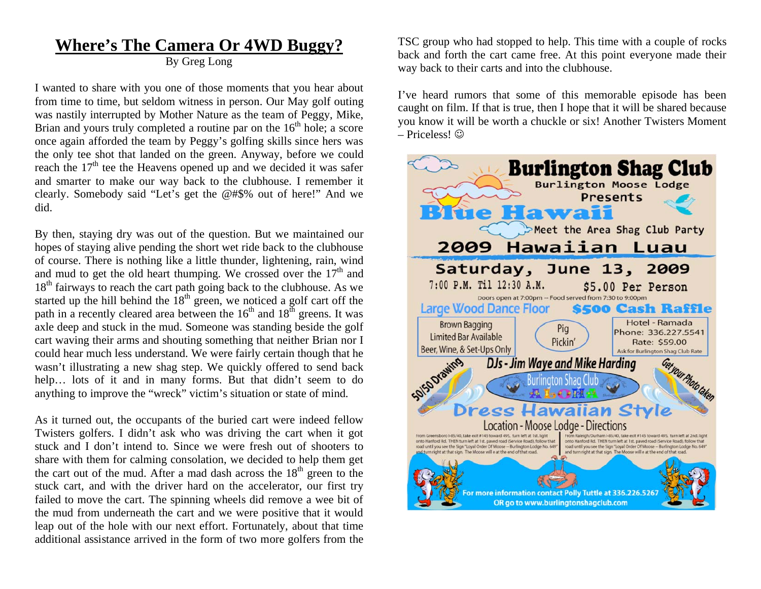# Where's The Camera Or 4WD Buggy?

By Greg Long

I wanted to share with you one of those moments that you hear about from time to time, but seldom witness in person. Our May golf outing was nastily interrupted by Mother Nature as the team of Peggy, Mike, Brian and yours truly completed a routine par on the 16th hole; a score once again afforded the team by Peggy's golfing skills since hers was the only tee shot that landed on the green. Anyway, before we could reach the 17th tee the Heavens opened up and we decided it was safer and smarter to make our way back to the clubhouse. I remember it clearly. Somebody said "Let's get the @#$% out of here!" And we did.

By then, staying dry was out of the question. But we maintained our hopes of staying alive pending the short wet ride back to the clubhouse of course. There is nothing like a little thunder, lightening, rain, wind and mud to get the old heart thumping. We crossed over the 17th and 18th fairways to reach the cart path going back to the clubhouse. As we started up the hill behind the 18th green, we noticed a golf cart off the path in a recently cleared area between the 16th and 18th greens. It was axle deep and stuck in the mud. Someone was standing beside the golf cart waving their arms and shouting something that neither Brian nor I could hear much less understand. We were fairly certain though that he wasn't illustrating a new shag step. We quickly offered to send back help… lots of it and in many forms. But that didn't seem to do anything to improve the "wreck" victim's situation or state of mind.

As it turned out, the occupants of the buried cart were indeed fellow Twisters golfers. I didn't ask who was driving the cart when it got stuck and I don't intend to. Since we were fresh out of shooters to share with them for calming consolation, we decided to help them get the cart out of the mud. After a mad dash across the 18th green to the stuck cart, and with the driver hard on the accelerator, our first try failed to move the cart. The spinning wheels did remove a wee bit of the mud from underneath the cart and we were positive that it would leap out of the hole with our next effort. Fortunately, about that time additional assistance arrived in the form of two more golfers from the TSC group who had stopped to help. This time with a couple of rocks back and forth the cart came free. At this point everyone made their way back to their carts and into the clubhouse.

I've heard rumors that some of this memorable episode has been caught on film. If that is true, then I hope that it will be shared because you know it will be worth a chuckle or six! Another Twisters Moment – Priceless! ☺

**Burlington Shag Club**
Burlington Moose Lodge
Presents
**Blue Hawaii**
Meet the Area Shag Club Party
**2009 Hawaiian Luau**
**Saturday, June 13, 2009**
7:00 P.M. Til 12:30 A.M. — $5.00 Per Person
Doors open at 7:00pm -- Food served from 7:30 to 9:00pm

Large Wood Dance Floor — **$500 Cash Raffle**

Brown Bagging
Limited Bar Available
Beer, Wine, & Set-Ups Only

Pig Pickin'

Hotel - Ramada
Phone: 336.227.5541
Rate: $59.00
Ask for Burlington Shag Club Rate

50/50 Drawing — DJs - Jim Waye and Mike Harding — Get your Photo taken

Burlington Shag Club ALOHA

**Dress Hawaiian Style**

Location - Moose Lodge - Directions

From Greensboro I-85/40, take exit #145 toward 495, turn left at 1st light onto Hanford Rd. THEN turn left at 1st paved road (Service Road), follow that road until you see the Sign "Loyal Order Of Moose – Burlington Lodge No. 649" and turn right at that sign. The Moose will e at the end of that road.

From Raleigh/Durham I-85/40, take exit #145 toward 495, turn left at 2nd light onto Hanford Rd. THEN turn left at 1st paved road (Service Road), follow that road until you see the Sign "Loyal Order Of Moose – Burlington Lodge No. 649" and turn right at that sign. The Moose will e at the end of that road.

For more information contact Polly Tuttle at 336.226.5267
OR go to www.burlingtonshagclub.com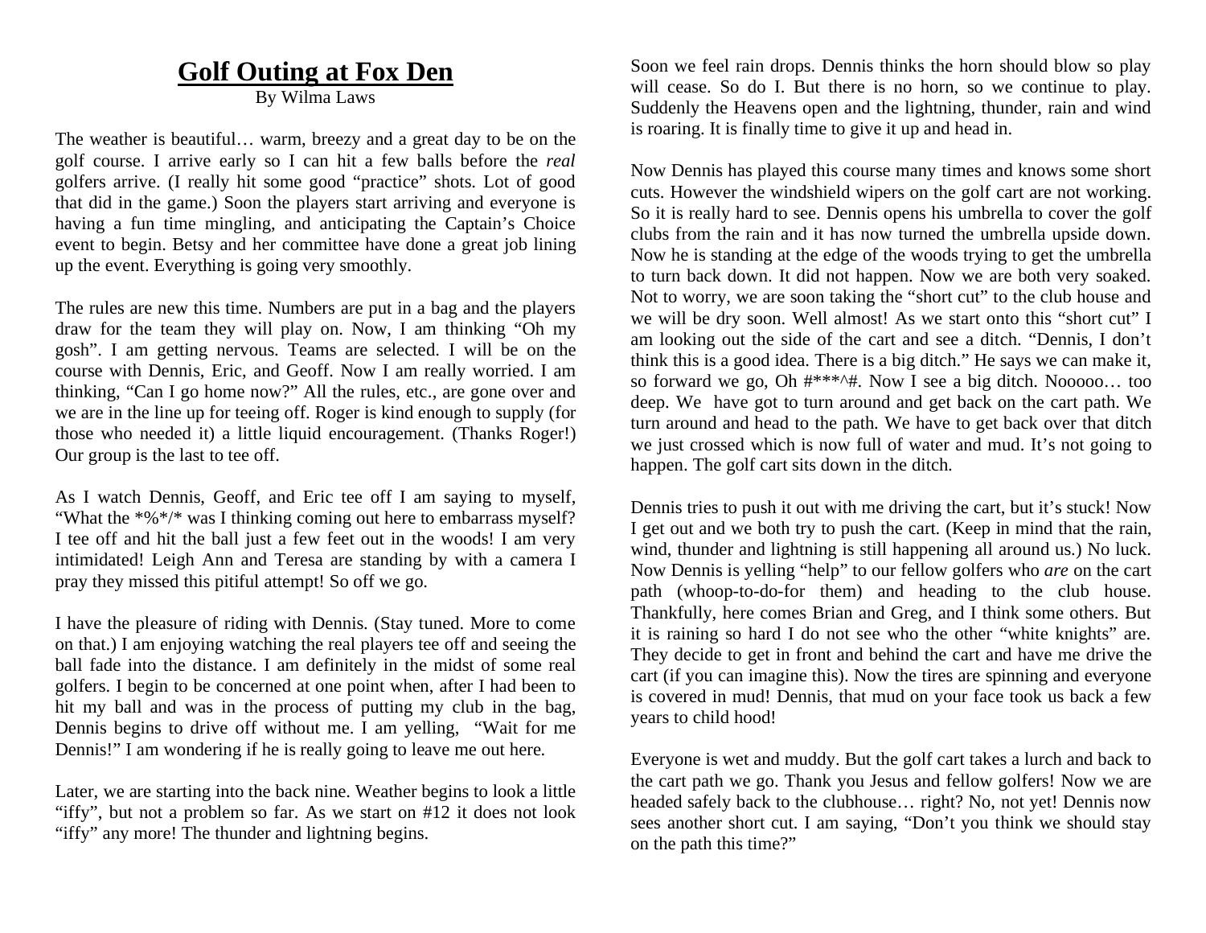# Golf Outing at Fox Den

By Wilma Laws

The weather is beautiful… warm, breezy and a great day to be on the golf course. I arrive early so I can hit a few balls before the *real* golfers arrive. (I really hit some good "practice" shots. Lot of good that did in the game.) Soon the players start arriving and everyone is having a fun time mingling, and anticipating the Captain's Choice event to begin. Betsy and her committee have done a great job lining up the event. Everything is going very smoothly.

The rules are new this time. Numbers are put in a bag and the players draw for the team they will play on. Now, I am thinking "Oh my gosh". I am getting nervous. Teams are selected. I will be on the course with Dennis, Eric, and Geoff. Now I am really worried. I am thinking, "Can I go home now?" All the rules, etc., are gone over and we are in the line up for teeing off. Roger is kind enough to supply (for those who needed it) a little liquid encouragement. (Thanks Roger!) Our group is the last to tee off.

As I watch Dennis, Geoff, and Eric tee off I am saying to myself, "What the *%*/* was I thinking coming out here to embarrass myself? I tee off and hit the ball just a few feet out in the woods! I am very intimidated! Leigh Ann and Teresa are standing by with a camera I pray they missed this pitiful attempt! So off we go.

I have the pleasure of riding with Dennis. (Stay tuned. More to come on that.) I am enjoying watching the real players tee off and seeing the ball fade into the distance. I am definitely in the midst of some real golfers. I begin to be concerned at one point when, after I had been to hit my ball and was in the process of putting my club in the bag, Dennis begins to drive off without me. I am yelling, "Wait for me Dennis!" I am wondering if he is really going to leave me out here.

Later, we are starting into the back nine. Weather begins to look a little "iffy", but not a problem so far. As we start on #12 it does not look "iffy" any more! The thunder and lightning begins.

Soon we feel rain drops. Dennis thinks the horn should blow so play will cease. So do I. But there is no horn, so we continue to play. Suddenly the Heavens open and the lightning, thunder, rain and wind is roaring. It is finally time to give it up and head in.

Now Dennis has played this course many times and knows some short cuts. However the windshield wipers on the golf cart are not working. So it is really hard to see. Dennis opens his umbrella to cover the golf clubs from the rain and it has now turned the umbrella upside down. Now he is standing at the edge of the woods trying to get the umbrella to turn back down. It did not happen. Now we are both very soaked. Not to worry, we are soon taking the "short cut" to the club house and we will be dry soon. Well almost! As we start onto this "short cut" I am looking out the side of the cart and see a ditch. "Dennis, I don't think this is a good idea. There is a big ditch." He says we can make it, so forward we go, Oh #***^#. Now I see a big ditch. Nooooo… too deep. We have got to turn around and get back on the cart path. We turn around and head to the path. We have to get back over that ditch we just crossed which is now full of water and mud. It's not going to happen. The golf cart sits down in the ditch.

Dennis tries to push it out with me driving the cart, but it's stuck! Now I get out and we both try to push the cart. (Keep in mind that the rain, wind, thunder and lightning is still happening all around us.) No luck. Now Dennis is yelling "help" to our fellow golfers who *are* on the cart path (whoop-to-do-for them) and heading to the club house. Thankfully, here comes Brian and Greg, and I think some others. But it is raining so hard I do not see who the other "white knights" are. They decide to get in front and behind the cart and have me drive the cart (if you can imagine this). Now the tires are spinning and everyone is covered in mud! Dennis, that mud on your face took us back a few years to child hood!

Everyone is wet and muddy. But the golf cart takes a lurch and back to the cart path we go. Thank you Jesus and fellow golfers! Now we are headed safely back to the clubhouse… right? No, not yet! Dennis now sees another short cut. I am saying, "Don't you think we should stay on the path this time?"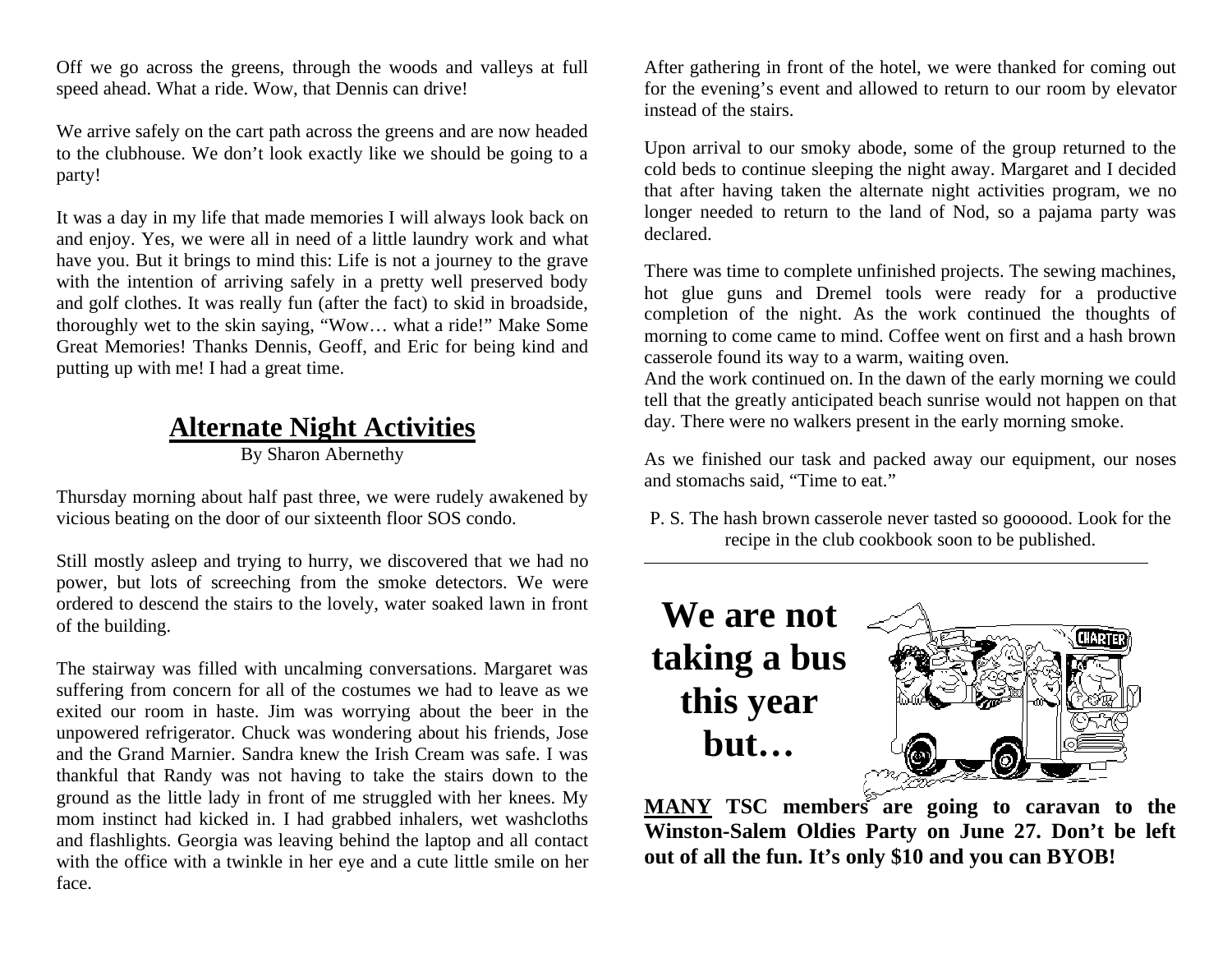Off we go across the greens, through the woods and valleys at full speed ahead. What a ride. Wow, that Dennis can drive!

We arrive safely on the cart path across the greens and are now headed to the clubhouse. We don't look exactly like we should be going to a party!

It was a day in my life that made memories I will always look back on and enjoy. Yes, we were all in need of a little laundry work and what have you. But it brings to mind this: Life is not a journey to the grave with the intention of arriving safely in a pretty well preserved body and golf clothes. It was really fun (after the fact) to skid in broadside, thoroughly wet to the skin saying, "Wow… what a ride!" Make Some Great Memories! Thanks Dennis, Geoff, and Eric for being kind and putting up with me! I had a great time.

## Alternate Night Activities

By Sharon Abernethy

Thursday morning about half past three, we were rudely awakened by vicious beating on the door of our sixteenth floor SOS condo.

Still mostly asleep and trying to hurry, we discovered that we had no power, but lots of screeching from the smoke detectors. We were ordered to descend the stairs to the lovely, water soaked lawn in front of the building.

The stairway was filled with uncalming conversations. Margaret was suffering from concern for all of the costumes we had to leave as we exited our room in haste. Jim was worrying about the beer in the unpowered refrigerator. Chuck was wondering about his friends, Jose and the Grand Marnier. Sandra knew the Irish Cream was safe. I was thankful that Randy was not having to take the stairs down to the ground as the little lady in front of me struggled with her knees. My mom instinct had kicked in. I had grabbed inhalers, wet washcloths and flashlights. Georgia was leaving behind the laptop and all contact with the office with a twinkle in her eye and a cute little smile on her face.

After gathering in front of the hotel, we were thanked for coming out for the evening's event and allowed to return to our room by elevator instead of the stairs.

Upon arrival to our smoky abode, some of the group returned to the cold beds to continue sleeping the night away. Margaret and I decided that after having taken the alternate night activities program, we no longer needed to return to the land of Nod, so a pajama party was declared.

There was time to complete unfinished projects. The sewing machines, hot glue guns and Dremel tools were ready for a productive completion of the night. As the work continued the thoughts of morning to come came to mind. Coffee went on first and a hash brown casserole found its way to a warm, waiting oven.
And the work continued on. In the dawn of the early morning we could tell that the greatly anticipated beach sunrise would not happen on that day. There were no walkers present in the early morning smoke.

As we finished our task and packed away our equipment, our noses and stomachs said, "Time to eat."

P. S. The hash brown casserole never tasted so goooood. Look for the recipe in the club cookbook soon to be published.

---

# We are not taking a bus this year but…

**MANY TSC members are going to caravan to the Winston-Salem Oldies Party on June 27. Don't be left out of all the fun. It's only $10 and you can BYOB!**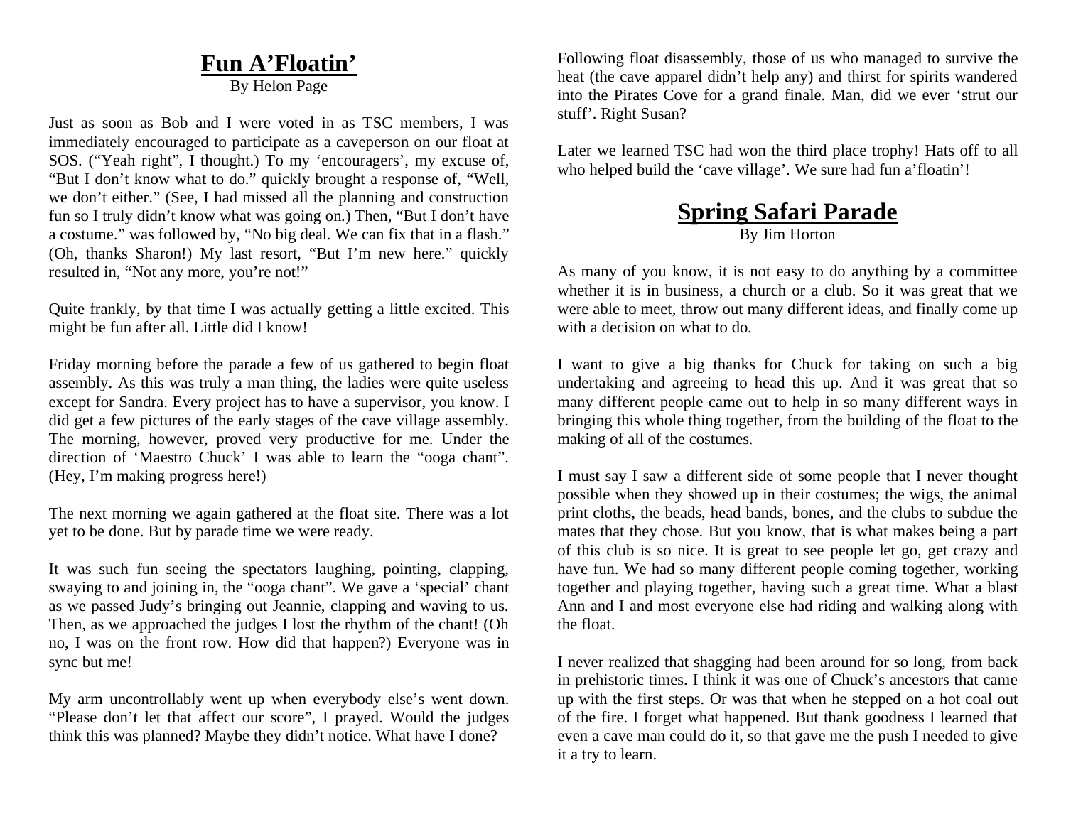## Fun A'Floatin'

By Helon Page

Just as soon as Bob and I were voted in as TSC members, I was immediately encouraged to participate as a caveperson on our float at SOS. ("Yeah right", I thought.) To my 'encouragers', my excuse of, "But I don't know what to do." quickly brought a response of, "Well, we don't either." (See, I had missed all the planning and construction fun so I truly didn't know what was going on.) Then, "But I don't have a costume." was followed by, "No big deal. We can fix that in a flash." (Oh, thanks Sharon!) My last resort, "But I'm new here." quickly resulted in, "Not any more, you're not!"

Quite frankly, by that time I was actually getting a little excited. This might be fun after all. Little did I know!

Friday morning before the parade a few of us gathered to begin float assembly. As this was truly a man thing, the ladies were quite useless except for Sandra. Every project has to have a supervisor, you know. I did get a few pictures of the early stages of the cave village assembly. The morning, however, proved very productive for me. Under the direction of 'Maestro Chuck' I was able to learn the "ooga chant". (Hey, I'm making progress here!)

The next morning we again gathered at the float site. There was a lot yet to be done. But by parade time we were ready.

It was such fun seeing the spectators laughing, pointing, clapping, swaying to and joining in, the "ooga chant". We gave a 'special' chant as we passed Judy's bringing out Jeannie, clapping and waving to us. Then, as we approached the judges I lost the rhythm of the chant! (Oh no, I was on the front row. How did that happen?) Everyone was in sync but me!

My arm uncontrollably went up when everybody else's went down. "Please don't let that affect our score", I prayed. Would the judges think this was planned? Maybe they didn't notice. What have I done?

Following float disassembly, those of us who managed to survive the heat (the cave apparel didn't help any) and thirst for spirits wandered into the Pirates Cove for a grand finale. Man, did we ever 'strut our stuff'. Right Susan?

Later we learned TSC had won the third place trophy! Hats off to all who helped build the 'cave village'. We sure had fun a'floatin'!

## Spring Safari Parade

By Jim Horton

As many of you know, it is not easy to do anything by a committee whether it is in business, a church or a club. So it was great that we were able to meet, throw out many different ideas, and finally come up with a decision on what to do.

I want to give a big thanks for Chuck for taking on such a big undertaking and agreeing to head this up. And it was great that so many different people came out to help in so many different ways in bringing this whole thing together, from the building of the float to the making of all of the costumes.

I must say I saw a different side of some people that I never thought possible when they showed up in their costumes; the wigs, the animal print cloths, the beads, head bands, bones, and the clubs to subdue the mates that they chose. But you know, that is what makes being a part of this club is so nice. It is great to see people let go, get crazy and have fun. We had so many different people coming together, working together and playing together, having such a great time. What a blast Ann and I and most everyone else had riding and walking along with the float.

I never realized that shagging had been around for so long, from back in prehistoric times. I think it was one of Chuck's ancestors that came up with the first steps. Or was that when he stepped on a hot coal out of the fire. I forget what happened. But thank goodness I learned that even a cave man could do it, so that gave me the push I needed to give it a try to learn.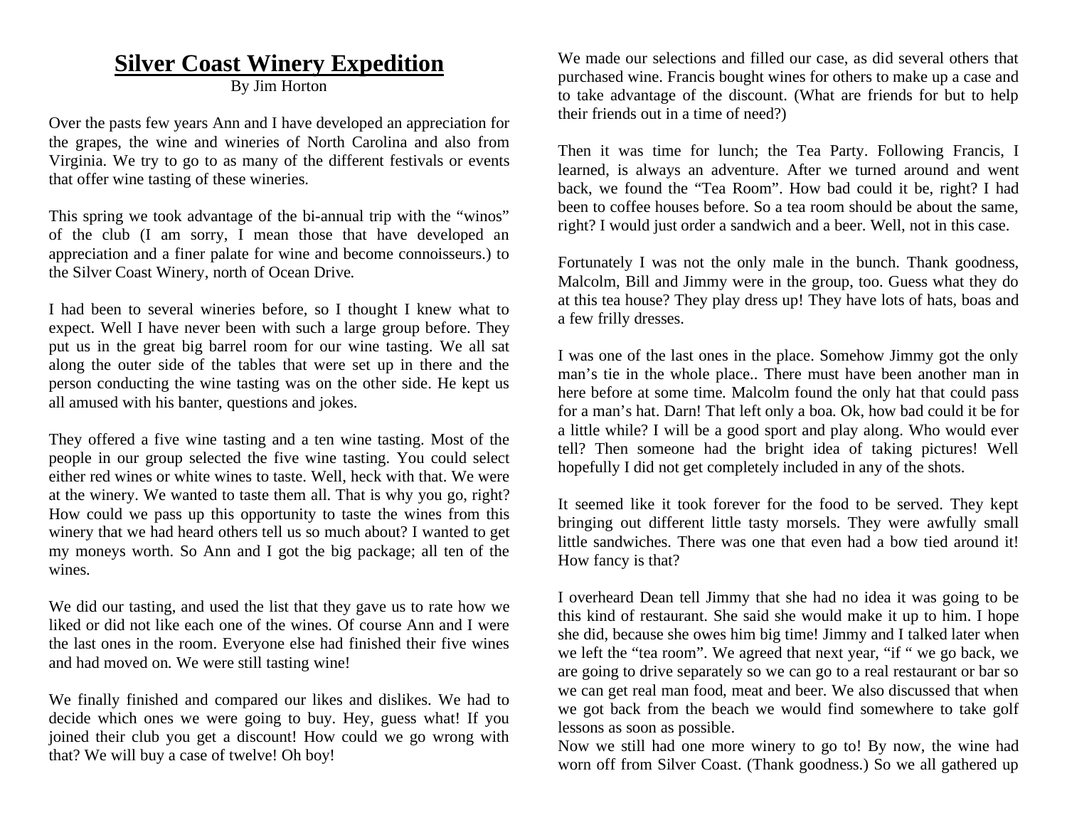# Silver Coast Winery Expedition

By Jim Horton

Over the pasts few years Ann and I have developed an appreciation for the grapes, the wine and wineries of North Carolina and also from Virginia. We try to go to as many of the different festivals or events that offer wine tasting of these wineries.

This spring we took advantage of the bi-annual trip with the "winos" of the club (I am sorry, I mean those that have developed an appreciation and a finer palate for wine and become connoisseurs.) to the Silver Coast Winery, north of Ocean Drive.

I had been to several wineries before, so I thought I knew what to expect. Well I have never been with such a large group before. They put us in the great big barrel room for our wine tasting. We all sat along the outer side of the tables that were set up in there and the person conducting the wine tasting was on the other side. He kept us all amused with his banter, questions and jokes.

They offered a five wine tasting and a ten wine tasting. Most of the people in our group selected the five wine tasting. You could select either red wines or white wines to taste. Well, heck with that. We were at the winery. We wanted to taste them all. That is why you go, right? How could we pass up this opportunity to taste the wines from this winery that we had heard others tell us so much about? I wanted to get my moneys worth. So Ann and I got the big package; all ten of the wines.

We did our tasting, and used the list that they gave us to rate how we liked or did not like each one of the wines. Of course Ann and I were the last ones in the room. Everyone else had finished their five wines and had moved on. We were still tasting wine!

We finally finished and compared our likes and dislikes. We had to decide which ones we were going to buy. Hey, guess what! If you joined their club you get a discount! How could we go wrong with that? We will buy a case of twelve! Oh boy!

We made our selections and filled our case, as did several others that purchased wine. Francis bought wines for others to make up a case and to take advantage of the discount. (What are friends for but to help their friends out in a time of need?)

Then it was time for lunch; the Tea Party. Following Francis, I learned, is always an adventure. After we turned around and went back, we found the "Tea Room". How bad could it be, right? I had been to coffee houses before. So a tea room should be about the same, right? I would just order a sandwich and a beer. Well, not in this case.

Fortunately I was not the only male in the bunch. Thank goodness, Malcolm, Bill and Jimmy were in the group, too. Guess what they do at this tea house? They play dress up! They have lots of hats, boas and a few frilly dresses.

I was one of the last ones in the place. Somehow Jimmy got the only man's tie in the whole place.. There must have been another man in here before at some time. Malcolm found the only hat that could pass for a man's hat. Darn! That left only a boa. Ok, how bad could it be for a little while? I will be a good sport and play along. Who would ever tell? Then someone had the bright idea of taking pictures! Well hopefully I did not get completely included in any of the shots.

It seemed like it took forever for the food to be served. They kept bringing out different little tasty morsels. They were awfully small little sandwiches. There was one that even had a bow tied around it! How fancy is that?

I overheard Dean tell Jimmy that she had no idea it was going to be this kind of restaurant. She said she would make it up to him. I hope she did, because she owes him big time! Jimmy and I talked later when we left the "tea room". We agreed that next year, "if " we go back, we are going to drive separately so we can go to a real restaurant or bar so we can get real man food, meat and beer. We also discussed that when we got back from the beach we would find somewhere to take golf lessons as soon as possible.

Now we still had one more winery to go to! By now, the wine had worn off from Silver Coast. (Thank goodness.) So we all gathered up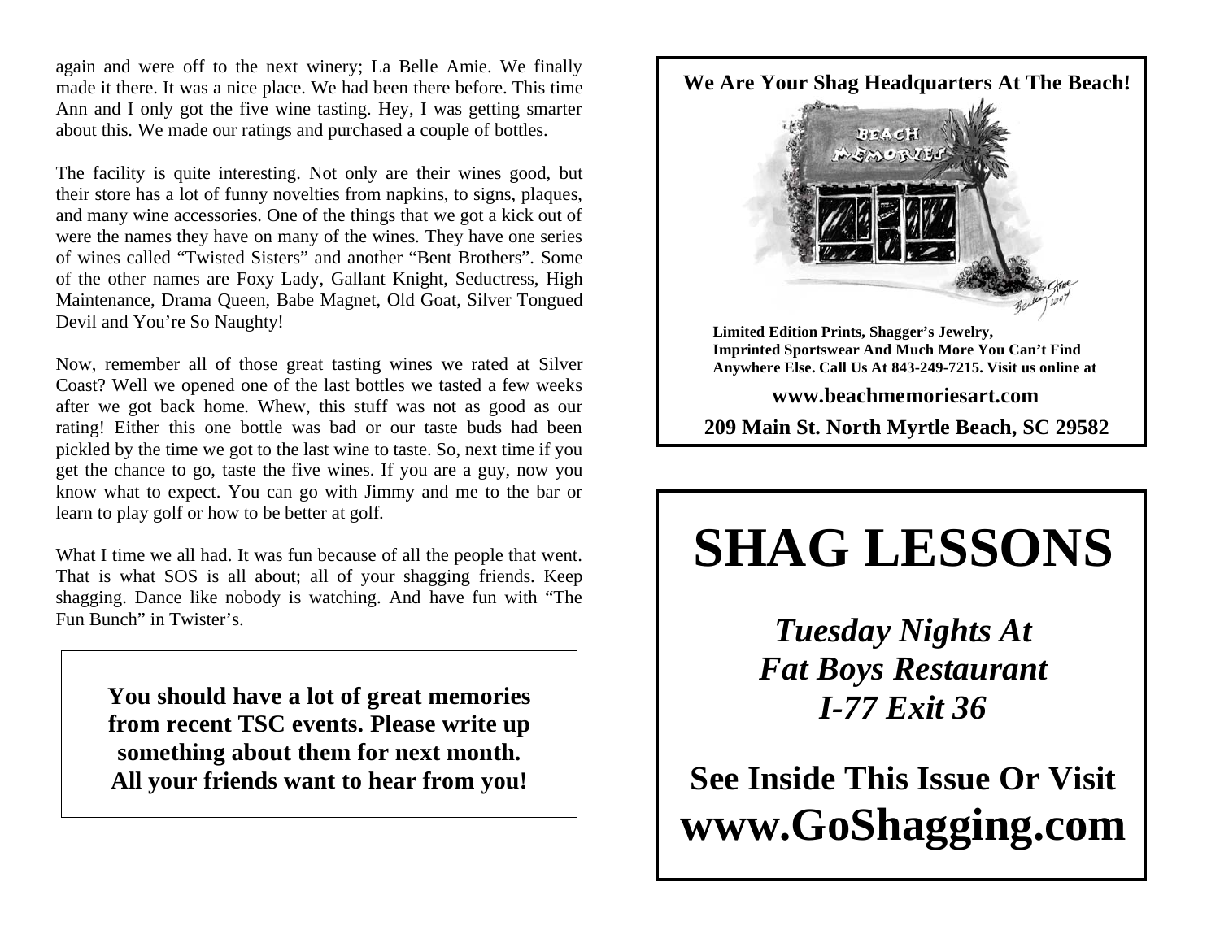again and were off to the next winery; La Belle Amie. We finally made it there. It was a nice place. We had been there before. This time Ann and I only got the five wine tasting. Hey, I was getting smarter about this. We made our ratings and purchased a couple of bottles.

The facility is quite interesting. Not only are their wines good, but their store has a lot of funny novelties from napkins, to signs, plaques, and many wine accessories. One of the things that we got a kick out of were the names they have on many of the wines. They have one series of wines called "Twisted Sisters" and another "Bent Brothers". Some of the other names are Foxy Lady, Gallant Knight, Seductress, High Maintenance, Drama Queen, Babe Magnet, Old Goat, Silver Tongued Devil and You're So Naughty!

Now, remember all of those great tasting wines we rated at Silver Coast? Well we opened one of the last bottles we tasted a few weeks after we got back home. Whew, this stuff was not as good as our rating! Either this one bottle was bad or our taste buds had been pickled by the time we got to the last wine to taste. So, next time if you get the chance to go, taste the five wines. If you are a guy, now you know what to expect. You can go with Jimmy and me to the bar or learn to play golf or how to be better at golf.

What I time we all had. It was fun because of all the people that went. That is what SOS is all about; all of your shagging friends. Keep shagging. Dance like nobody is watching. And have fun with "The Fun Bunch" in Twister's.

**You should have a lot of great memories from recent TSC events. Please write up something about them for next month. All your friends want to hear from you!**

**We Are Your Shag Headquarters At The Beach!**

**Limited Edition Prints, Shagger's Jewelry, Imprinted Sportswear And Much More You Can't Find Anywhere Else. Call Us At 843-249-7215. Visit us online at**

**www.beachmemoriesart.com**

**209 Main St. North Myrtle Beach, SC 29582**

# SHAG LESSONS

***Tuesday Nights At***
***Fat Boys Restaurant***
***I-77 Exit 36***

**See Inside This Issue Or Visit**
**www.GoShagging.com**